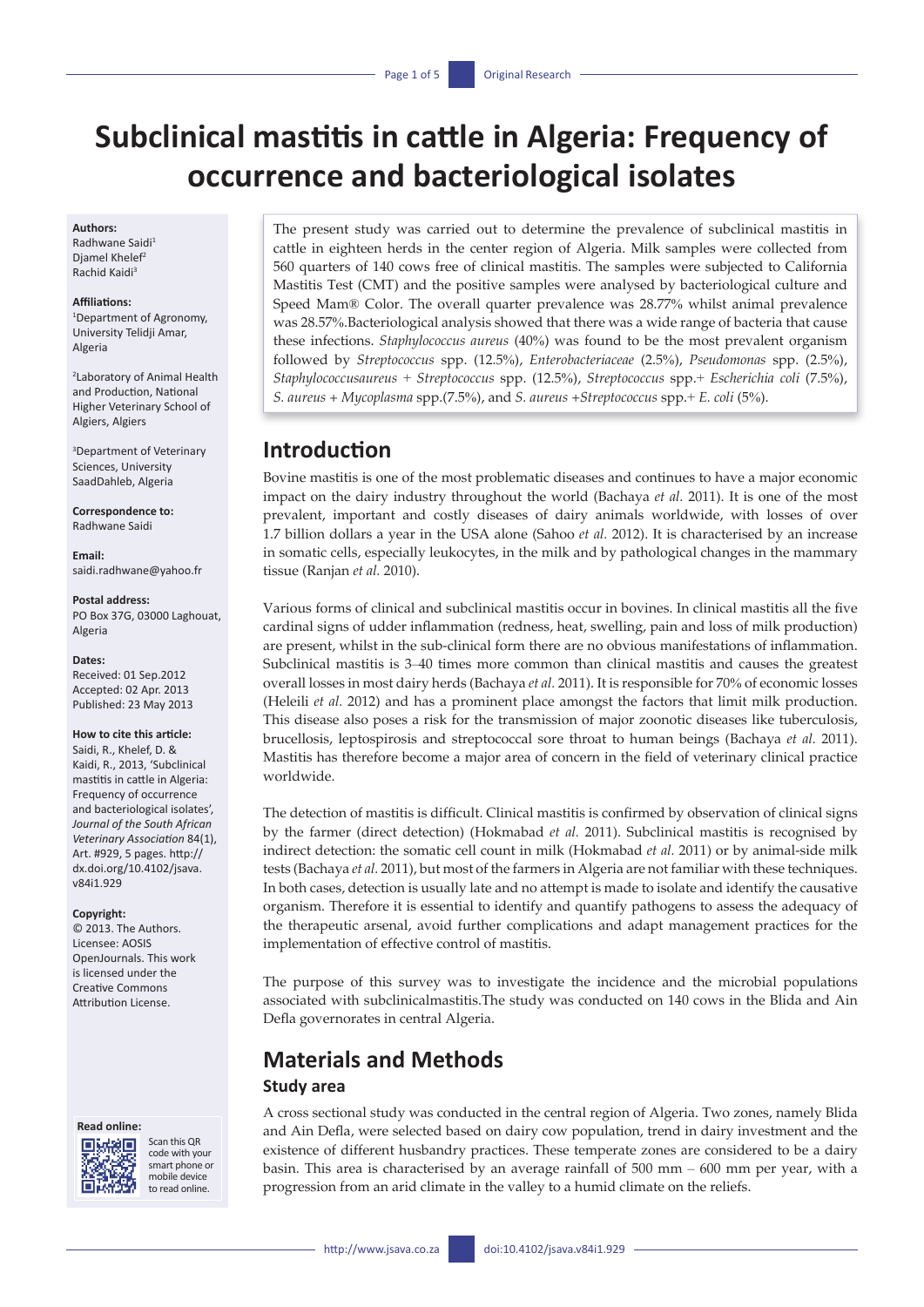# Subclinical mastitis in cattle in Algeria: Frequency of occurrence and bacteriological isolates

**Authors:**
Radhwane Saidi[1]
Djamel Khelef[2]
Rachid Kaidi[3]

**Affiliations:**
[1]Department of Agronomy, University Telidji Amar, Algeria

[2]Laboratory of Animal Health and Production, National Higher Veterinary School of Algiers, Algiers

[3]Department of Veterinary Sciences, University SaadDahleb, Algeria

**Correspondence to:**
Radhwane Saidi

**Email:**
saidi.radhwane@yahoo.fr

**Postal address:**
PO Box 37G, 03000 Laghouat, Algeria

**Dates:**
Received: 01 Sep.2012
Accepted: 02 Apr. 2013
Published: 23 May 2013

**How to cite this article:**
Saidi, R., Khelef, D. & Kaidi, R., 2013, 'Subclinical mastitis in cattle in Algeria: Frequency of occurrence and bacteriological isolates', *Journal of the South African Veterinary Association* 84(1), Art. #929, 5 pages. http://dx.doi.org/10.4102/jsava.v84i1.929

**Copyright:**
© 2013. The Authors. Licensee: AOSIS OpenJournals. This work is licensed under the Creative Commons Attribution License.

**Read online:**
Scan this QR code with your smart phone or mobile device to read online.

The present study was carried out to determine the prevalence of subclinical mastitis in cattle in eighteen herds in the center region of Algeria. Milk samples were collected from 560 quarters of 140 cows free of clinical mastitis. The samples were subjected to California Mastitis Test (CMT) and the positive samples were analysed by bacteriological culture and Speed Mam® Color. The overall quarter prevalence was 28.77% whilst animal prevalence was 28.57%.Bacteriological analysis showed that there was a wide range of bacteria that cause these infections. *Staphylococcus aureus* (40%) was found to be the most prevalent organism followed by *Streptococcus* spp. (12.5%), *Enterobacteriaceae* (2.5%), *Pseudomonas* spp. (2.5%), *Staphylococcusaureus* + *Streptococcus* spp. (12.5%), *Streptococcus* spp.+ *Escherichia coli* (7.5%), *S. aureus* + *Mycoplasma* spp.(7.5%), and *S. aureus* +*Streptococcus* spp.+ *E. coli* (5%).

## Introduction

Bovine mastitis is one of the most problematic diseases and continues to have a major economic impact on the dairy industry throughout the world (Bachaya *et al.* 2011). It is one of the most prevalent, important and costly diseases of dairy animals worldwide, with losses of over 1.7 billion dollars a year in the USA alone (Sahoo *et al.* 2012). It is characterised by an increase in somatic cells, especially leukocytes, in the milk and by pathological changes in the mammary tissue (Ranjan *et al.* 2010).

Various forms of clinical and subclinical mastitis occur in bovines. In clinical mastitis all the five cardinal signs of udder inflammation (redness, heat, swelling, pain and loss of milk production) are present, whilst in the sub-clinical form there are no obvious manifestations of inflammation. Subclinical mastitis is 3–40 times more common than clinical mastitis and causes the greatest overall losses in most dairy herds (Bachaya *et al.* 2011). It is responsible for 70% of economic losses (Heleili *et al.* 2012) and has a prominent place amongst the factors that limit milk production. This disease also poses a risk for the transmission of major zoonotic diseases like tuberculosis, brucellosis, leptospirosis and streptococcal sore throat to human beings (Bachaya *et al.* 2011). Mastitis has therefore become a major area of concern in the field of veterinary clinical practice worldwide.

The detection of mastitis is difficult. Clinical mastitis is confirmed by observation of clinical signs by the farmer (direct detection) (Hokmabad *et al.* 2011). Subclinical mastitis is recognised by indirect detection: the somatic cell count in milk (Hokmabad *et al.* 2011) or by animal-side milk tests (Bachaya *et al.* 2011), but most of the farmers in Algeria are not familiar with these techniques. In both cases, detection is usually late and no attempt is made to isolate and identify the causative organism. Therefore it is essential to identify and quantify pathogens to assess the adequacy of the therapeutic arsenal, avoid further complications and adapt management practices for the implementation of effective control of mastitis.

The purpose of this survey was to investigate the incidence and the microbial populations associated with subclinicalmastitis.The study was conducted on 140 cows in the Blida and Ain Defla governorates in central Algeria.

## Materials and Methods

### Study area

A cross sectional study was conducted in the central region of Algeria. Two zones, namely Blida and Ain Defla, were selected based on dairy cow population, trend in dairy investment and the existence of different husbandry practices. These temperate zones are considered to be a dairy basin. This area is characterised by an average rainfall of 500 mm – 600 mm per year, with a progression from an arid climate in the valley to a humid climate on the reliefs.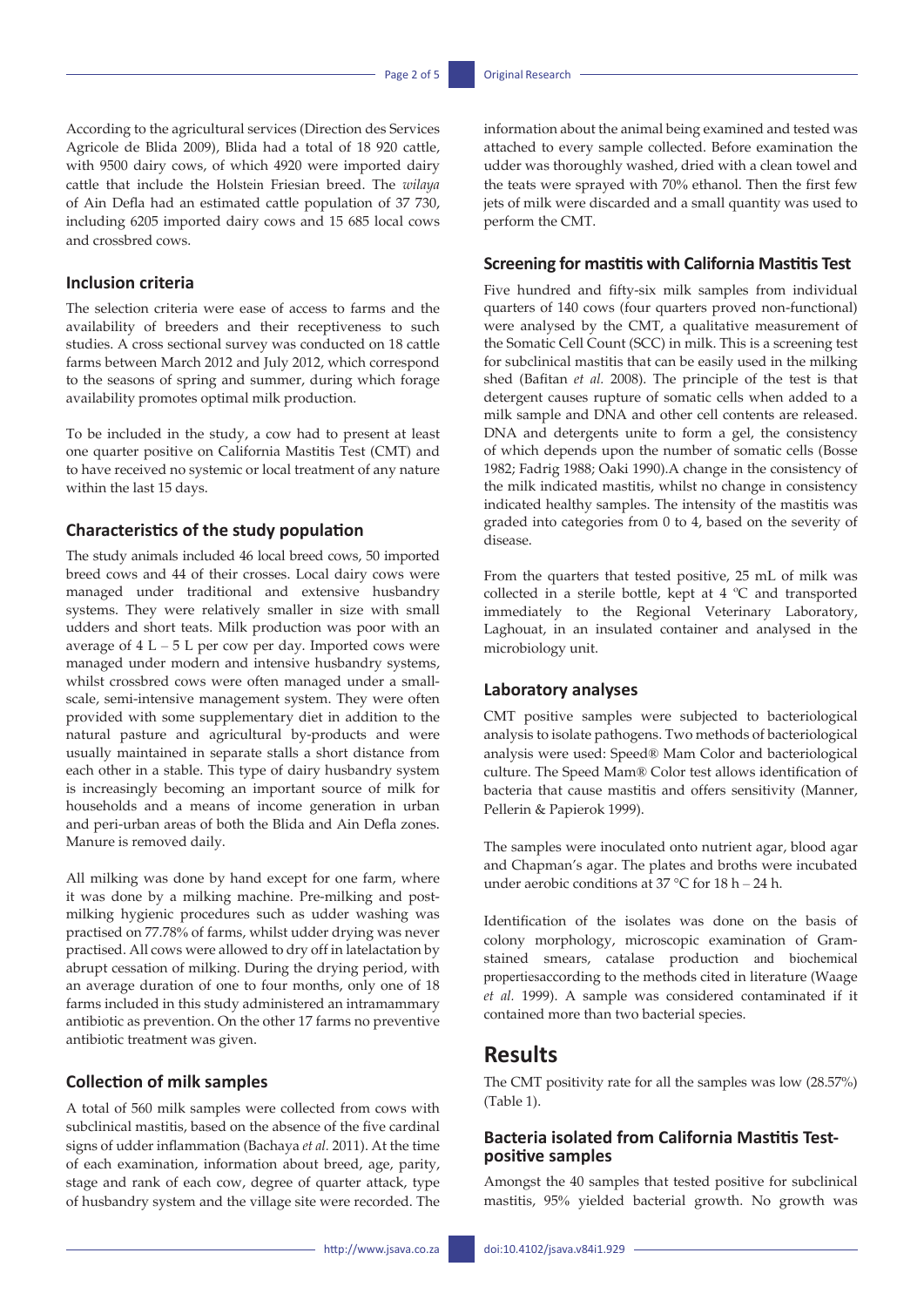According to the agricultural services (Direction des Services Agricole de Blida 2009), Blida had a total of 18 920 cattle, with 9500 dairy cows, of which 4920 were imported dairy cattle that include the Holstein Friesian breed. The *wilaya* of Ain Defla had an estimated cattle population of 37 730, including 6205 imported dairy cows and 15 685 local cows and crossbred cows.

### Inclusion criteria

The selection criteria were ease of access to farms and the availability of breeders and their receptiveness to such studies. A cross sectional survey was conducted on 18 cattle farms between March 2012 and July 2012, which correspond to the seasons of spring and summer, during which forage availability promotes optimal milk production.

To be included in the study, a cow had to present at least one quarter positive on California Mastitis Test (CMT) and to have received no systemic or local treatment of any nature within the last 15 days.

### Characteristics of the study population

The study animals included 46 local breed cows, 50 imported breed cows and 44 of their crosses. Local dairy cows were managed under traditional and extensive husbandry systems. They were relatively smaller in size with small udders and short teats. Milk production was poor with an average of 4 L – 5 L per cow per day. Imported cows were managed under modern and intensive husbandry systems, whilst crossbred cows were often managed under a small-scale, semi-intensive management system. They were often provided with some supplementary diet in addition to the natural pasture and agricultural by-products and were usually maintained in separate stalls a short distance from each other in a stable. This type of dairy husbandry system is increasingly becoming an important source of milk for households and a means of income generation in urban and peri-urban areas of both the Blida and Ain Defla zones. Manure is removed daily.

All milking was done by hand except for one farm, where it was done by a milking machine. Pre-milking and post-milking hygienic procedures such as udder washing was practised on 77.78% of farms, whilst udder drying was never practised. All cows were allowed to dry off in latelactation by abrupt cessation of milking. During the drying period, with an average duration of one to four months, only one of 18 farms included in this study administered an intramammary antibiotic as prevention. On the other 17 farms no preventive antibiotic treatment was given.

### Collection of milk samples

A total of 560 milk samples were collected from cows with subclinical mastitis, based on the absence of the five cardinal signs of udder inflammation (Bachaya *et al.* 2011). At the time of each examination, information about breed, age, parity, stage and rank of each cow, degree of quarter attack, type of husbandry system and the village site were recorded. The information about the animal being examined and tested was attached to every sample collected. Before examination the udder was thoroughly washed, dried with a clean towel and the teats were sprayed with 70% ethanol. Then the first few jets of milk were discarded and a small quantity was used to perform the CMT.

### Screening for mastitis with California Mastitis Test

Five hundred and fifty-six milk samples from individual quarters of 140 cows (four quarters proved non-functional) were analysed by the CMT, a qualitative measurement of the Somatic Cell Count (SCC) in milk. This is a screening test for subclinical mastitis that can be easily used in the milking shed (Bafitan *et al.* 2008). The principle of the test is that detergent causes rupture of somatic cells when added to a milk sample and DNA and other cell contents are released. DNA and detergents unite to form a gel, the consistency of which depends upon the number of somatic cells (Bosse 1982; Fadrig 1988; Oaki 1990).A change in the consistency of the milk indicated mastitis, whilst no change in consistency indicated healthy samples. The intensity of the mastitis was graded into categories from 0 to 4, based on the severity of disease.

From the quarters that tested positive, 25 mL of milk was collected in a sterile bottle, kept at 4 ºC and transported immediately to the Regional Veterinary Laboratory, Laghouat, in an insulated container and analysed in the microbiology unit.

### Laboratory analyses

CMT positive samples were subjected to bacteriological analysis to isolate pathogens. Two methods of bacteriological analysis were used: Speed® Mam Color and bacteriological culture. The Speed Mam® Color test allows identification of bacteria that cause mastitis and offers sensitivity (Manner, Pellerin & Papierok 1999).

The samples were inoculated onto nutrient agar, blood agar and Chapman's agar. The plates and broths were incubated under aerobic conditions at 37 °C for 18 h – 24 h.

Identification of the isolates was done on the basis of colony morphology, microscopic examination of Gram-stained smears, catalase production and biochemical propertiesaccording to the methods cited in literature (Waage *et al.* 1999). A sample was considered contaminated if it contained more than two bacterial species.

## Results

The CMT positivity rate for all the samples was low (28.57%) (Table 1).

### Bacteria isolated from California Mastitis Test-positive samples

Amongst the 40 samples that tested positive for subclinical mastitis, 95% yielded bacterial growth. No growth was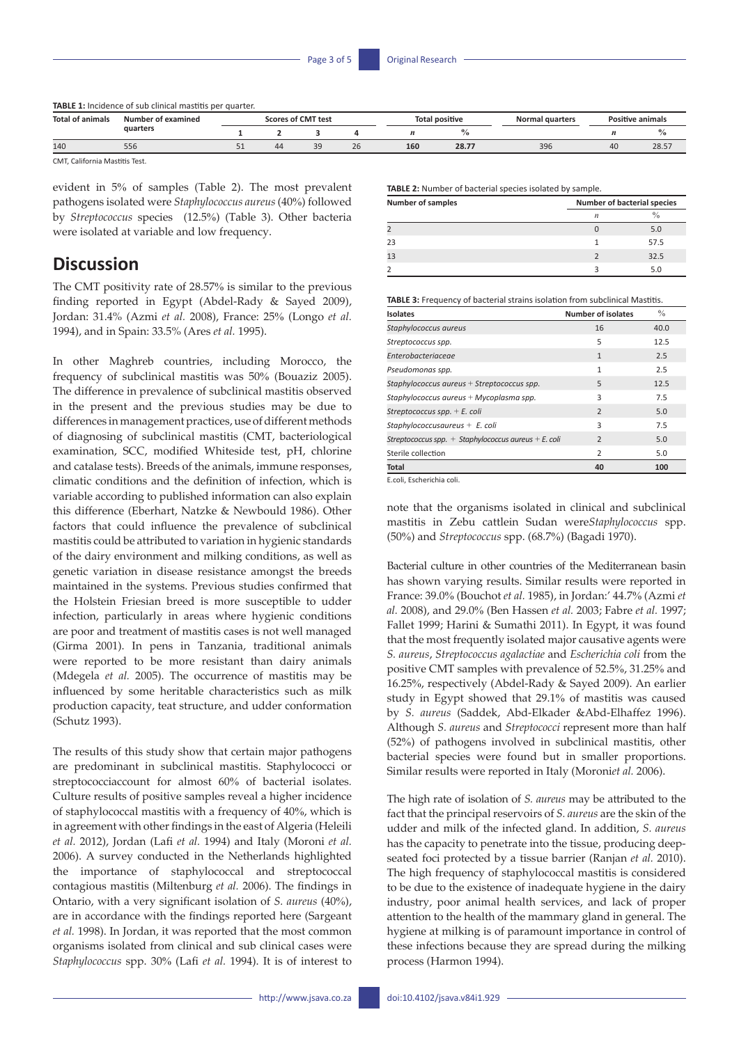**TABLE 1:** Incidence of sub clinical mastitis per quarter.

| Total of animals | Number of examined quarters | Scores of CMT test | | | | Total positive | | Normal quarters | Positive animals | |
|---|---|---|---|---|---|---|---|---|---|---|
| | | 1 | 2 | 3 | 4 | *n* | % | | *n* | % |
| 140 | 556 | 51 | 44 | 39 | 26 | 160 | 28.77 | 396 | 40 | 28.57 |

CMT, California Mastitis Test.

evident in 5% of samples (Table 2). The most prevalent pathogens isolated were *Staphylococcus aureus* (40%) followed by *Streptococcus* species (12.5%) (Table 3). Other bacteria were isolated at variable and low frequency.

**TABLE 2:** Number of bacterial species isolated by sample.

| Number of samples | Number of bacterial species | |
|---|---|---|
| | *n* | % |
| 2 | 0 | 5.0 |
| 23 | 1 | 57.5 |
| 13 | 2 | 32.5 |
| 2 | 3 | 5.0 |

**TABLE 3:** Frequency of bacterial strains isolation from subclinical Mastitis.

| Isolates | Number of isolates | % |
|---|---|---|
| *Staphylococcus aureus* | 16 | 40.0 |
| *Streptococcus spp.* | 5 | 12.5 |
| *Enterobacteriaceae* | 1 | 2.5 |
| *Pseudomonas spp.* | 1 | 2.5 |
| *Staphylococcus aureus + Streptococcus spp.* | 5 | 12.5 |
| *Staphylococcus aureus + Mycoplasma spp.* | 3 | 7.5 |
| *Streptococcus spp. + E. coli* | 2 | 5.0 |
| *Staphylococcusaureus + E. coli* | 3 | 7.5 |
| *Streptococcus spp. + Staphylococcus aureus + E. coli* | 2 | 5.0 |
| Sterile collection | 2 | 5.0 |
| **Total** | **40** | **100** |

E.coli, Escherichia coli.

## Discussion

The CMT positivity rate of 28.57% is similar to the previous finding reported in Egypt (Abdel-Rady & Sayed 2009), Jordan: 31.4% (Azmi *et al.* 2008), France: 25% (Longo *et al.* 1994), and in Spain: 33.5% (Ares *et al.* 1995).

In other Maghreb countries, including Morocco, the frequency of subclinical mastitis was 50% (Bouaziz 2005). The difference in prevalence of subclinical mastitis observed in the present and the previous studies may be due to differences in management practices, use of different methods of diagnosing of subclinical mastitis (CMT, bacteriological examination, SCC, modified Whiteside test, pH, chlorine and catalase tests). Breeds of the animals, immune responses, climatic conditions and the definition of infection, which is variable according to published information can also explain this difference (Eberhart, Natzke & Newbould 1986). Other factors that could influence the prevalence of subclinical mastitis could be attributed to variation in hygienic standards of the dairy environment and milking conditions, as well as genetic variation in disease resistance amongst the breeds maintained in the systems. Previous studies confirmed that the Holstein Friesian breed is more susceptible to udder infection, particularly in areas where hygienic conditions are poor and treatment of mastitis cases is not well managed (Girma 2001). In pens in Tanzania, traditional animals were reported to be more resistant than dairy animals (Mdegela *et al.* 2005). The occurrence of mastitis may be influenced by some heritable characteristics such as milk production capacity, teat structure, and udder conformation (Schutz 1993).

The results of this study show that certain major pathogens are predominant in subclinical mastitis. Staphylococci or streptococciaccount for almost 60% of bacterial isolates. Culture results of positive samples reveal a higher incidence of staphylococcal mastitis with a frequency of 40%, which is in agreement with other findings in the east of Algeria (Heleili *et al.* 2012), Jordan (Lafi *et al.* 1994) and Italy (Moroni *et al.* 2006). A survey conducted in the Netherlands highlighted the importance of staphylococcal and streptococcal contagious mastitis (Miltenburg *et al.* 2006). The findings in Ontario, with a very significant isolation of *S. aureus* (40%), are in accordance with the findings reported here (Sargeant *et al.* 1998). In Jordan, it was reported that the most common organisms isolated from clinical and sub clinical cases were *Staphylococcus* spp. 30% (Lafi *et al.* 1994). It is of interest to note that the organisms isolated in clinical and subclinical mastitis in Zebu cattlein Sudan were*Staphylococcus* spp. (50%) and *Streptococcus* spp. (68.7%) (Bagadi 1970).

Bacterial culture in other countries of the Mediterranean basin has shown varying results. Similar results were reported in France: 39.0% (Bouchot *et al.* 1985), in Jordan:' 44.7% (Azmi *et al.* 2008), and 29.0% (Ben Hassen *et al.* 2003; Fabre *et al.* 1997; Fallet 1999; Harini & Sumathi 2011). In Egypt, it was found that the most frequently isolated major causative agents were *S. aureus*, *Streptococcus agalactiae* and *Escherichia coli* from the positive CMT samples with prevalence of 52.5%, 31.25% and 16.25%, respectively (Abdel-Rady & Sayed 2009). An earlier study in Egypt showed that 29.1% of mastitis was caused by *S. aureus* (Saddek, Abd-Elkader &Abd-Elhaffez 1996). Although *S. aureus* and *Streptococci* represent more than half (52%) of pathogens involved in subclinical mastitis, other bacterial species were found but in smaller proportions. Similar results were reported in Italy (Moroni*et al.* 2006).

The high rate of isolation of *S. aureus* may be attributed to the fact that the principal reservoirs of *S. aureus* are the skin of the udder and milk of the infected gland. In addition, *S. aureus* has the capacity to penetrate into the tissue, producing deep-seated foci protected by a tissue barrier (Ranjan *et al.* 2010). The high frequency of staphylococcal mastitis is considered to be due to the existence of inadequate hygiene in the dairy industry, poor animal health services, and lack of proper attention to the health of the mammary gland in general. The hygiene at milking is of paramount importance in control of these infections because they are spread during the milking process (Harmon 1994).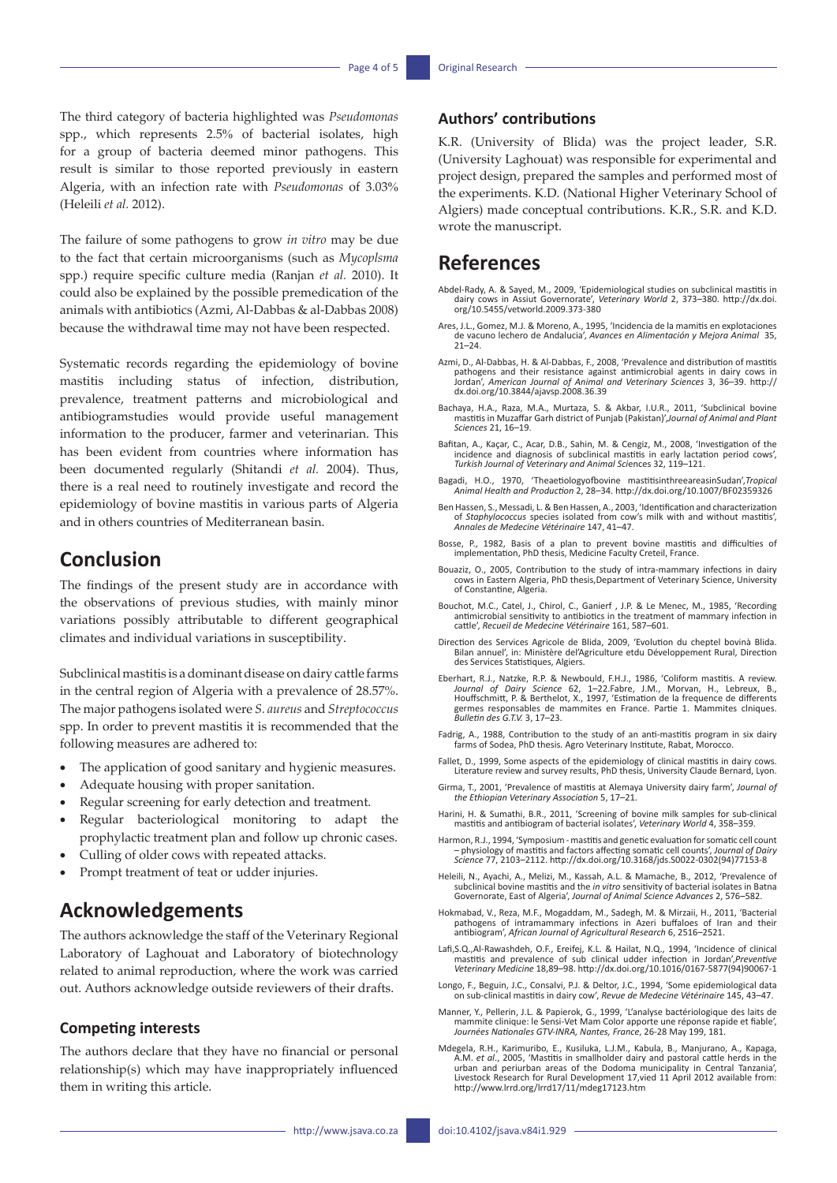The third category of bacteria highlighted was *Pseudomonas* spp., which represents 2.5% of bacterial isolates, high for a group of bacteria deemed minor pathogens. This result is similar to those reported previously in eastern Algeria, with an infection rate with *Pseudomonas* of 3.03% (Heleili *et al.* 2012).

The failure of some pathogens to grow *in vitro* may be due to the fact that certain microorganisms (such as *Mycoplsma* spp.) require specific culture media (Ranjan *et al.* 2010). It could also be explained by the possible premedication of the animals with antibiotics (Azmi, Al-Dabbas & al-Dabbas 2008) because the withdrawal time may not have been respected.

Systematic records regarding the epidemiology of bovine mastitis including status of infection, distribution, prevalence, treatment patterns and microbiological and antibiogramstudies would provide useful management information to the producer, farmer and veterinarian. This has been evident from countries where information has been documented regularly (Shitandi *et al.* 2004). Thus, there is a real need to routinely investigate and record the epidemiology of bovine mastitis in various parts of Algeria and in others countries of Mediterranean basin.

## Conclusion

The findings of the present study are in accordance with the observations of previous studies, with mainly minor variations possibly attributable to different geographical climates and individual variations in susceptibility.

Subclinical mastitis is a dominant disease on dairy cattle farms in the central region of Algeria with a prevalence of 28.57%. The major pathogens isolated were *S. aureus* and *Streptococcus* spp. In order to prevent mastitis it is recommended that the following measures are adhered to:

- The application of good sanitary and hygienic measures.
- Adequate housing with proper sanitation.
- Regular screening for early detection and treatment.
- Regular bacteriological monitoring to adapt the prophylactic treatment plan and follow up chronic cases.
- Culling of older cows with repeated attacks.
- Prompt treatment of teat or udder injuries.

## Acknowledgements

The authors acknowledge the staff of the Veterinary Regional Laboratory of Laghouat and Laboratory of biotechnology related to animal reproduction, where the work was carried out. Authors acknowledge outside reviewers of their drafts.

### Competing interests

The authors declare that they have no financial or personal relationship(s) which may have inappropriately influenced them in writing this article.

### Authors' contributions

K.R. (University of Blida) was the project leader, S.R. (University Laghouat) was responsible for experimental and project design, prepared the samples and performed most of the experiments. K.D. (National Higher Veterinary School of Algiers) made conceptual contributions. K.R., S.R. and K.D. wrote the manuscript.

## References

Abdel-Rady, A. & Sayed, M., 2009, 'Epidemiological studies on subclinical mastitis in dairy cows in Assiut Governorate', *Veterinary World* 2, 373–380. http://dx.doi.org/10.5455/vetworld.2009.373-380

Ares, J.L., Gomez, M.J. & Moreno, A., 1995, 'Incidencia de la mamitis en explotaciones de vacuno lechero de Andalucia', *Avances en Alimentación y Mejora Animal* 35, 21–24.

Azmi, D., Al-Dabbas, H. & Al-Dabbas, F., 2008, 'Prevalence and distribution of mastitis pathogens and their resistance against antimicrobial agents in dairy cows in Jordan', *American Journal of Animal and Veterinary Sciences* 3, 36–39. http://dx.doi.org/10.3844/ajavsp.2008.36.39

Bachaya, H.A., Raza, M.A., Murtaza, S. & Akbar, I.U.R., 2011, 'Subclinical bovine mastitis in Muzaffar Garh district of Punjab (Pakistan)',*Journal of Animal and Plant Sciences* 21, 16–19.

Bafitan, A., Kaçar, C., Acar, D.B., Sahin, M. & Cengiz, M., 2008, 'Investigation of the incidence and diagnosis of subclinical mastitis in early lactation period cows', *Turkish Journal of Veterinary and Animal Sciences* 32, 119–121.

Bagadi, H.O., 1970, 'Theaetiologyofbovine mastitisinthreeareasinSudan',*Tropical Animal Health and Production* 2, 28–34. http://dx.doi.org/10.1007/BF02359326

Ben Hassen, S., Messadi, L. & Ben Hassen, A., 2003, 'Identification and characterization of *Staphylococcus* species isolated from cow's milk with and without mastitis', *Annales de Medecine Vétérinaire* 147, 41–47.

Bosse, P., 1982, Basis of a plan to prevent bovine mastitis and difficulties of implementation, PhD thesis, Medicine Faculty Creteil, France.

Bouaziz, O., 2005, Contribution to the study of intra-mammary infections in dairy cows in Eastern Algeria, PhD thesis,Department of Veterinary Science, University of Constantine, Algeria.

Bouchot, M.C., Catel, J., Chirol, C., Ganierf , J.P. & Le Menec, M., 1985, 'Recording antimicrobial sensitivity to antibiotics in the treatment of mammary infection in cattle', *Recueil de Medecine Vétérinaire* 161, 587–601.

Direction des Services Agricole de Blida, 2009, 'Evolution du cheptel bovinà Blida. Bilan annuel', in: Ministère del'Agriculture etdu Développement Rural, Direction des Services Statistiques, Algiers.

Eberhart, R.J., Natzke, R.P. & Newbould, F.H.J., 1986, 'Coliform mastitis. A review. *Journal of Dairy Science* 62, 1–22.Fabre, J.M., Morvan, H., Lebreux, B., Houffschmitt, P. & Berthelot, X., 1997, 'Estimation de la frequence de differents germes responsables de mammites en France. Partie 1. Mammites clniques. *Bulletin des G.T.V.* 3, 17–23.

Fadrig, A., 1988, Contribution to the study of an anti-mastitis program in six dairy farms of Sodea, PhD thesis. Agro Veterinary Institute, Rabat, Morocco.

Fallet, D., 1999, Some aspects of the epidemiology of clinical mastitis in dairy cows. Literature review and survey results, PhD thesis, University Claude Bernard, Lyon.

Girma, T., 2001, 'Prevalence of mastitis at Alemaya University dairy farm', *Journal of the Ethiopian Veterinary Association* 5, 17–21.

Harini, H. & Sumathi, B.R., 2011, 'Screening of bovine milk samples for sub-clinical mastitis and antibiogram of bacterial isolates', *Veterinary World* 4, 358–359.

Harmon, R.J., 1994, 'Symposium - mastitis and genetic evaluation for somatic cell count – physiology of mastitis and factors affecting somatic cell counts', *Journal of Dairy Science* 77, 2103–2112. http://dx.doi.org/10.3168/jds.S0022-0302(94)77153-8

Heleili, N., Ayachi, A., Melizi, M., Kassah, A.L. & Mamache, B., 2012, 'Prevalence of subclinical bovine mastitis and the *in vitro* sensitivity of bacterial isolates in Batna Governorate, East of Algeria', *Journal of Animal Science Advances* 2, 576–582.

Hokmabad, V., Reza, M.F., Mogaddam, M., Sadegh, M. & Mirzaii, H., 2011, 'Bacterial pathogens of intramammary infections in Azeri buffaloes of Iran and their antibiogram', *African Journal of Agricultural Research* 6, 2516–2521.

Lafi,S.Q.,Al-Rawashdeh, O.F., Ereifej, K.L. & Hailat, N.Q., 1994, 'Incidence of clinical mastitis and prevalence of sub clinical udder infection in Jordan',*Preventive Veterinary Medicine* 18,89–98. http://dx.doi.org/10.1016/0167-5877(94)90067-1

Longo, F., Beguin, J.C., Consalvi, P.J. & Deltor, J.C., 1994, 'Some epidemiological data on sub-clinical mastitis in dairy cow', *Revue de Medecine Vétérinaire* 145, 43–47.

Manner, Y., Pellerin, J.L. & Papierok, G., 1999, 'L'analyse bactériologique des laits de mammite clinique: le Sensi-Vet Mam Color apporte une réponse rapide et fiable', *Journées Nationales GTV-INRA, Nantes, France*, 26-28 May 199, 181.

Mdegela, R.H., Karimuribo, E., Kusiluka, L.J.M., Kabula, B., Manjurano, A., Kapaga, A.M. *et al*., 2005, 'Mastitis in smallholder dairy and pastoral cattle herds in the urban and periurban areas of the Dodoma municipality in Central Tanzania', Livestock Research for Rural Development 17,vied 11 April 2012 available from: http://www.lrrd.org/lrrd17/11/mdeg17123.htm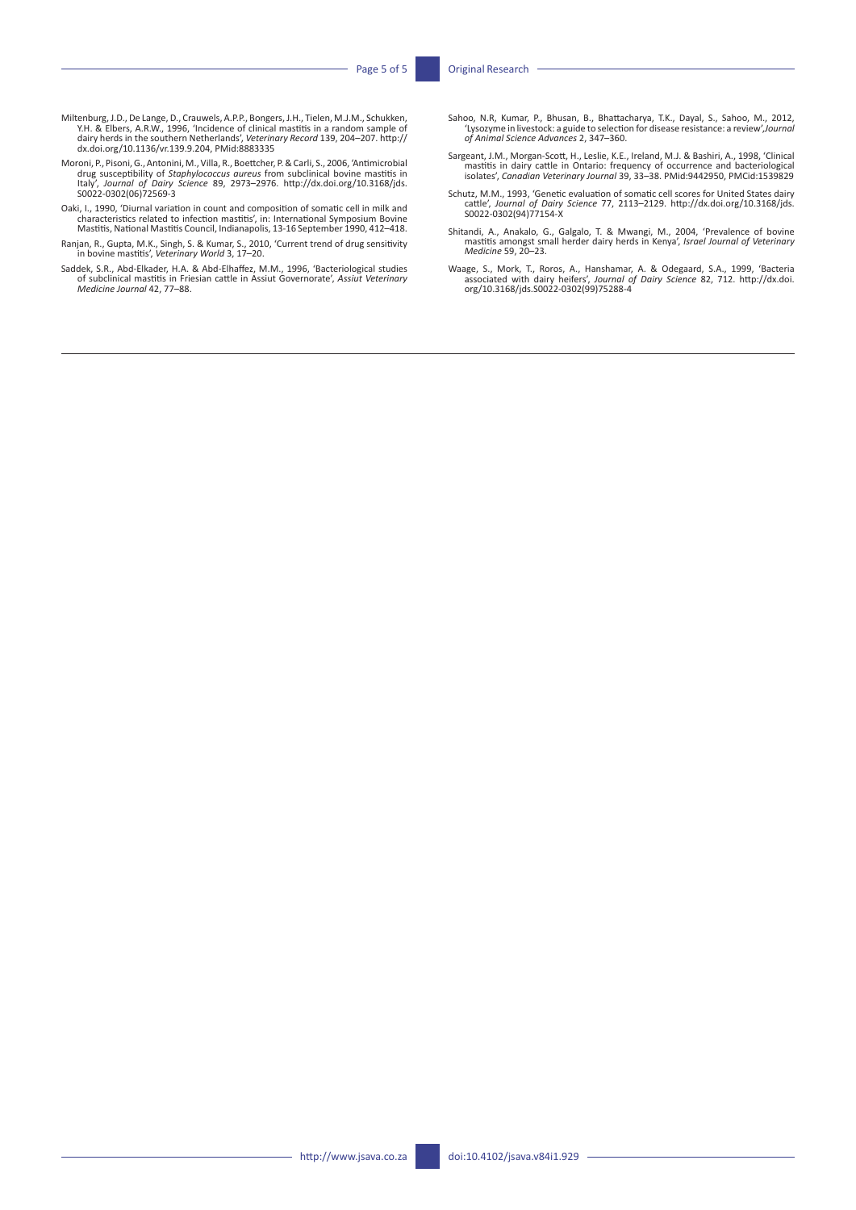Miltenburg, J.D., De Lange, D., Crauwels, A.P.P., Bongers, J.H., Tielen, M.J.M., Schukken, Y.H. & Elbers, A.R.W., 1996, 'Incidence of clinical mastitis in a random sample of dairy herds in the southern Netherlands', *Veterinary Record* 139, 204–207. http://dx.doi.org/10.1136/vr.139.9.204, PMid:8883335

Moroni, P., Pisoni, G., Antonini, M., Villa, R., Boettcher, P. & Carli, S., 2006, 'Antimicrobial drug susceptibility of *Staphylococcus aureus* from subclinical bovine mastitis in Italy', *Journal of Dairy Science* 89, 2973–2976. http://dx.doi.org/10.3168/jds.S0022-0302(06)72569-3

Oaki, I., 1990, 'Diurnal variation in count and composition of somatic cell in milk and characteristics related to infection mastitis', in: International Symposium Bovine Mastitis, National Mastitis Council, Indianapolis, 13-16 September 1990, 412–418.

Ranjan, R., Gupta, M.K., Singh, S. & Kumar, S., 2010, 'Current trend of drug sensitivity in bovine mastitis', *Veterinary World* 3, 17–20.

Saddek, S.R., Abd-Elkader, H.A. & Abd-Elhaffez, M.M., 1996, 'Bacteriological studies of subclinical mastitis in Friesian cattle in Assiut Governorate', *Assiut Veterinary Medicine Journal* 42, 77–88.

Sahoo, N.R, Kumar, P., Bhusan, B., Bhattacharya, T.K., Dayal, S., Sahoo, M., 2012, 'Lysozyme in livestock: a guide to selection for disease resistance: a review',*Journal of Animal Science Advances* 2, 347–360.

Sargeant, J.M., Morgan-Scott, H., Leslie, K.E., Ireland, M.J. & Bashiri, A., 1998, 'Clinical mastitis in dairy cattle in Ontario: frequency of occurrence and bacteriological isolates', *Canadian Veterinary Journal* 39, 33–38. PMid:9442950, PMCid:1539829

Schutz, M.M., 1993, 'Genetic evaluation of somatic cell scores for United States dairy cattle', *Journal of Dairy Science* 77, 2113–2129. http://dx.doi.org/10.3168/jds.S0022-0302(94)77154-X

Shitandi, A., Anakalo, G., Galgalo, T. & Mwangi, M., 2004, 'Prevalence of bovine mastitis amongst small herder dairy herds in Kenya', *Israel Journal of Veterinary Medicine* 59, 20–23.

Waage, S., Mork, T., Roros, A., Hanshamar, A. & Odegaard, S.A., 1999, 'Bacteria associated with dairy heifers', *Journal of Dairy Science* 82, 712. http://dx.doi.org/10.3168/jds.S0022-0302(99)75288-4